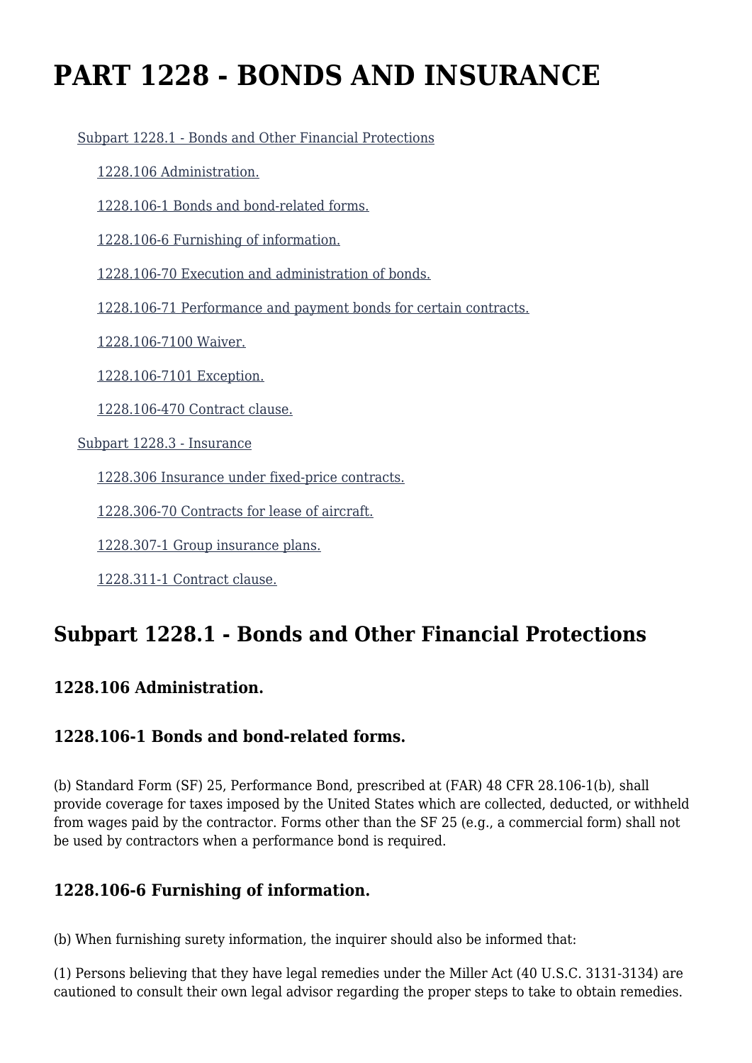# PART 1228 - BONDS AND INSURANCE

- Subpart 1228.1 - Bonds and Other Financial Protections
  - 1228.106 Administration.
  - 1228.106-1 Bonds and bond-related forms.
  - 1228.106-6 Furnishing of information.
  - 1228.106-70 Execution and administration of bonds.
  - 1228.106-71 Performance and payment bonds for certain contracts.
  - 1228.106-7100 Waiver.
  - 1228.106-7101 Exception.
  - 1228.106-470 Contract clause.
- Subpart 1228.3 - Insurance
  - 1228.306 Insurance under fixed-price contracts.
  - 1228.306-70 Contracts for lease of aircraft.
  - 1228.307-1 Group insurance plans.
  - 1228.311-1 Contract clause.

## Subpart 1228.1 - Bonds and Other Financial Protections

### 1228.106 Administration.

### 1228.106-1 Bonds and bond-related forms.

(b) Standard Form (SF) 25, Performance Bond, prescribed at (FAR) 48 CFR 28.106-1(b), shall provide coverage for taxes imposed by the United States which are collected, deducted, or withheld from wages paid by the contractor. Forms other than the SF 25 (e.g., a commercial form) shall not be used by contractors when a performance bond is required.

### 1228.106-6 Furnishing of information.

(b) When furnishing surety information, the inquirer should also be informed that:

(1) Persons believing that they have legal remedies under the Miller Act (40 U.S.C. 3131-3134) are cautioned to consult their own legal advisor regarding the proper steps to take to obtain remedies.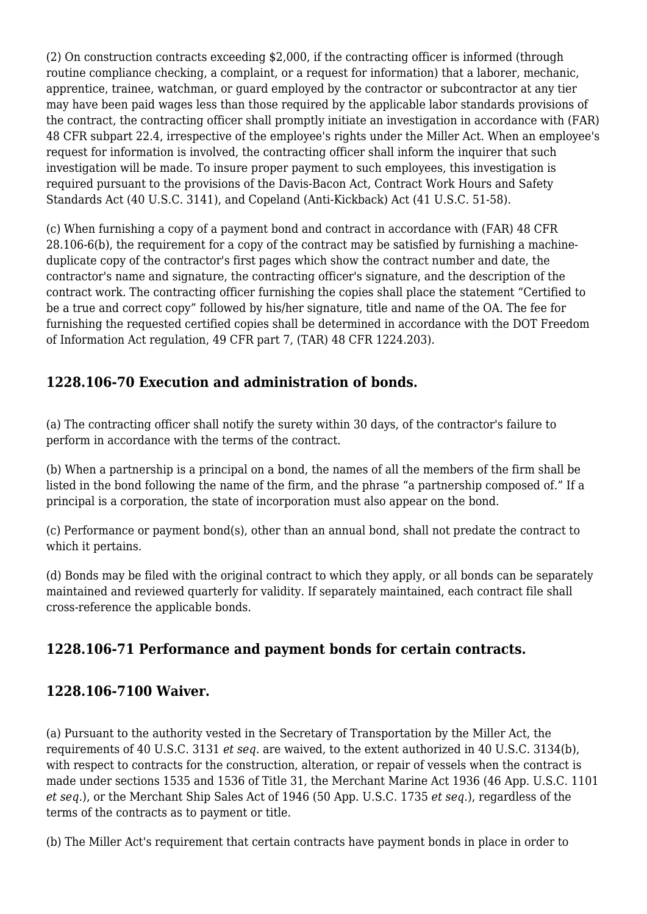(2) On construction contracts exceeding $2,000, if the contracting officer is informed (through routine compliance checking, a complaint, or a request for information) that a laborer, mechanic, apprentice, trainee, watchman, or guard employed by the contractor or subcontractor at any tier may have been paid wages less than those required by the applicable labor standards provisions of the contract, the contracting officer shall promptly initiate an investigation in accordance with (FAR) 48 CFR subpart 22.4, irrespective of the employee's rights under the Miller Act. When an employee's request for information is involved, the contracting officer shall inform the inquirer that such investigation will be made. To insure proper payment to such employees, this investigation is required pursuant to the provisions of the Davis-Bacon Act, Contract Work Hours and Safety Standards Act (40 U.S.C. 3141), and Copeland (Anti-Kickback) Act (41 U.S.C. 51-58).

(c) When furnishing a copy of a payment bond and contract in accordance with (FAR) 48 CFR 28.106-6(b), the requirement for a copy of the contract may be satisfied by furnishing a machine-duplicate copy of the contractor's first pages which show the contract number and date, the contractor's name and signature, the contracting officer's signature, and the description of the contract work. The contracting officer furnishing the copies shall place the statement "Certified to be a true and correct copy" followed by his/her signature, title and name of the OA. The fee for furnishing the requested certified copies shall be determined in accordance with the DOT Freedom of Information Act regulation, 49 CFR part 7, (TAR) 48 CFR 1224.203).

## 1228.106-70 Execution and administration of bonds.

(a) The contracting officer shall notify the surety within 30 days, of the contractor's failure to perform in accordance with the terms of the contract.

(b) When a partnership is a principal on a bond, the names of all the members of the firm shall be listed in the bond following the name of the firm, and the phrase "a partnership composed of." If a principal is a corporation, the state of incorporation must also appear on the bond.

(c) Performance or payment bond(s), other than an annual bond, shall not predate the contract to which it pertains.

(d) Bonds may be filed with the original contract to which they apply, or all bonds can be separately maintained and reviewed quarterly for validity. If separately maintained, each contract file shall cross-reference the applicable bonds.

## 1228.106-71 Performance and payment bonds for certain contracts.

## 1228.106-7100 Waiver.

(a) Pursuant to the authority vested in the Secretary of Transportation by the Miller Act, the requirements of 40 U.S.C. 3131 *et seq.* are waived, to the extent authorized in 40 U.S.C. 3134(b), with respect to contracts for the construction, alteration, or repair of vessels when the contract is made under sections 1535 and 1536 of Title 31, the Merchant Marine Act 1936 (46 App. U.S.C. 1101 *et seq.*), or the Merchant Ship Sales Act of 1946 (50 App. U.S.C. 1735 *et seq.*), regardless of the terms of the contracts as to payment or title.

(b) The Miller Act's requirement that certain contracts have payment bonds in place in order to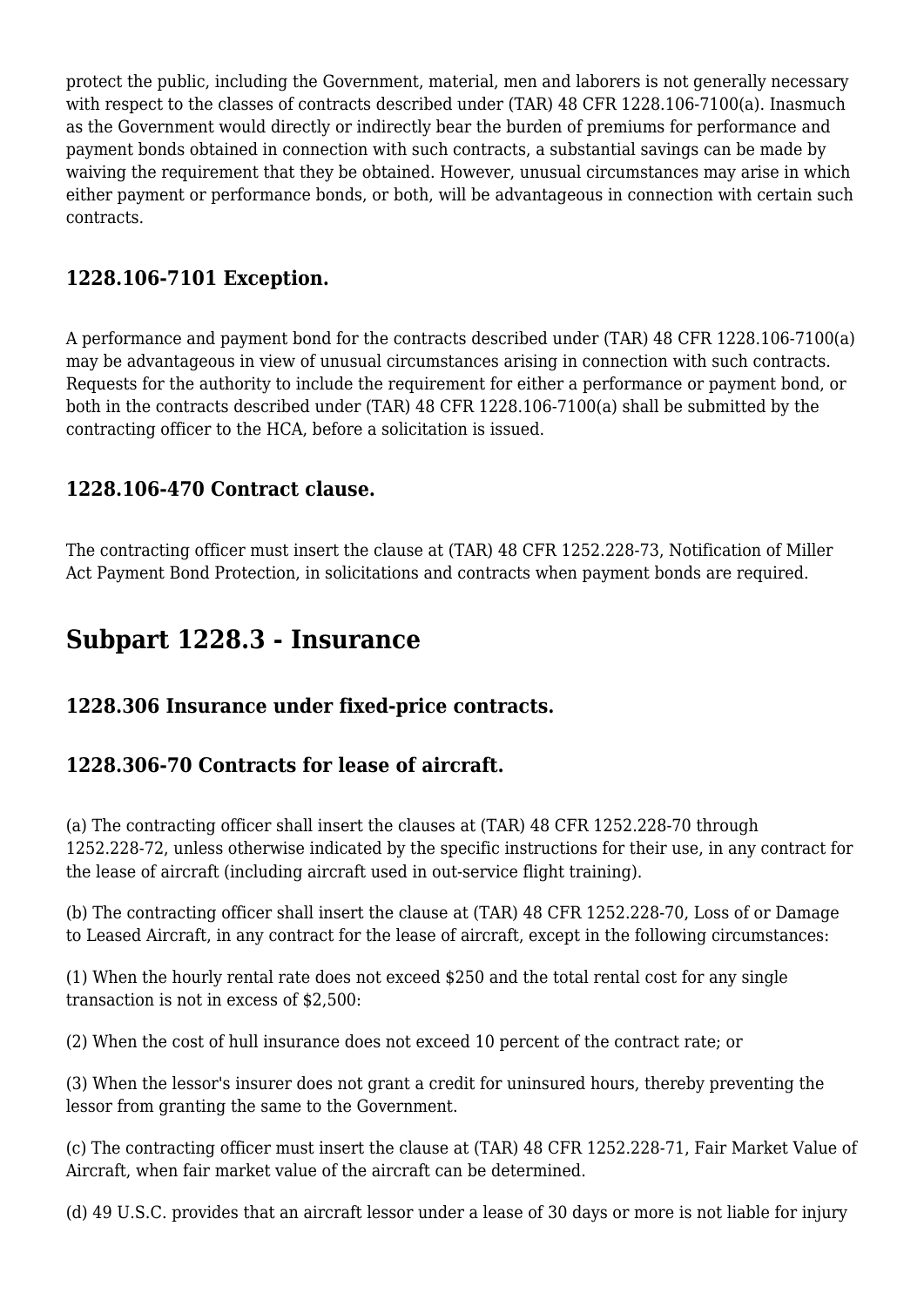protect the public, including the Government, material, men and laborers is not generally necessary with respect to the classes of contracts described under (TAR) 48 CFR 1228.106-7100(a). Inasmuch as the Government would directly or indirectly bear the burden of premiums for performance and payment bonds obtained in connection with such contracts, a substantial savings can be made by waiving the requirement that they be obtained. However, unusual circumstances may arise in which either payment or performance bonds, or both, will be advantageous in connection with certain such contracts.

### 1228.106-7101 Exception.

A performance and payment bond for the contracts described under (TAR) 48 CFR 1228.106-7100(a) may be advantageous in view of unusual circumstances arising in connection with such contracts. Requests for the authority to include the requirement for either a performance or payment bond, or both in the contracts described under (TAR) 48 CFR 1228.106-7100(a) shall be submitted by the contracting officer to the HCA, before a solicitation is issued.

### 1228.106-470 Contract clause.

The contracting officer must insert the clause at (TAR) 48 CFR 1252.228-73, Notification of Miller Act Payment Bond Protection, in solicitations and contracts when payment bonds are required.

## Subpart 1228.3 - Insurance

### 1228.306 Insurance under fixed-price contracts.

### 1228.306-70 Contracts for lease of aircraft.

(a) The contracting officer shall insert the clauses at (TAR) 48 CFR 1252.228-70 through 1252.228-72, unless otherwise indicated by the specific instructions for their use, in any contract for the lease of aircraft (including aircraft used in out-service flight training).

(b) The contracting officer shall insert the clause at (TAR) 48 CFR 1252.228-70, Loss of or Damage to Leased Aircraft, in any contract for the lease of aircraft, except in the following circumstances:

(1) When the hourly rental rate does not exceed $250 and the total rental cost for any single transaction is not in excess of $2,500:

(2) When the cost of hull insurance does not exceed 10 percent of the contract rate; or

(3) When the lessor's insurer does not grant a credit for uninsured hours, thereby preventing the lessor from granting the same to the Government.

(c) The contracting officer must insert the clause at (TAR) 48 CFR 1252.228-71, Fair Market Value of Aircraft, when fair market value of the aircraft can be determined.

(d) 49 U.S.C. provides that an aircraft lessor under a lease of 30 days or more is not liable for injury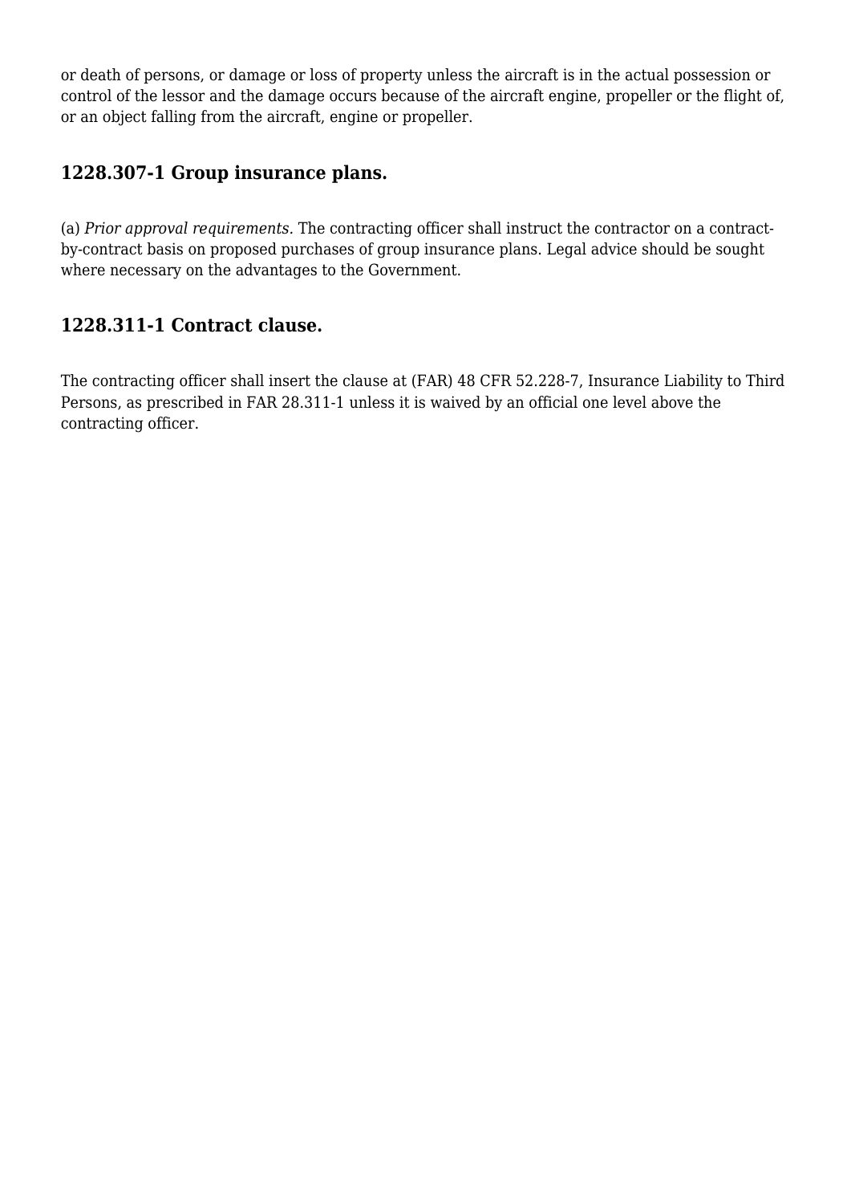or death of persons, or damage or loss of property unless the aircraft is in the actual possession or control of the lessor and the damage occurs because of the aircraft engine, propeller or the flight of, or an object falling from the aircraft, engine or propeller.

### 1228.307-1 Group insurance plans.

(a) *Prior approval requirements.* The contracting officer shall instruct the contractor on a contract-by-contract basis on proposed purchases of group insurance plans. Legal advice should be sought where necessary on the advantages to the Government.

### 1228.311-1 Contract clause.

The contracting officer shall insert the clause at (FAR) 48 CFR 52.228-7, Insurance Liability to Third Persons, as prescribed in FAR 28.311-1 unless it is waived by an official one level above the contracting officer.